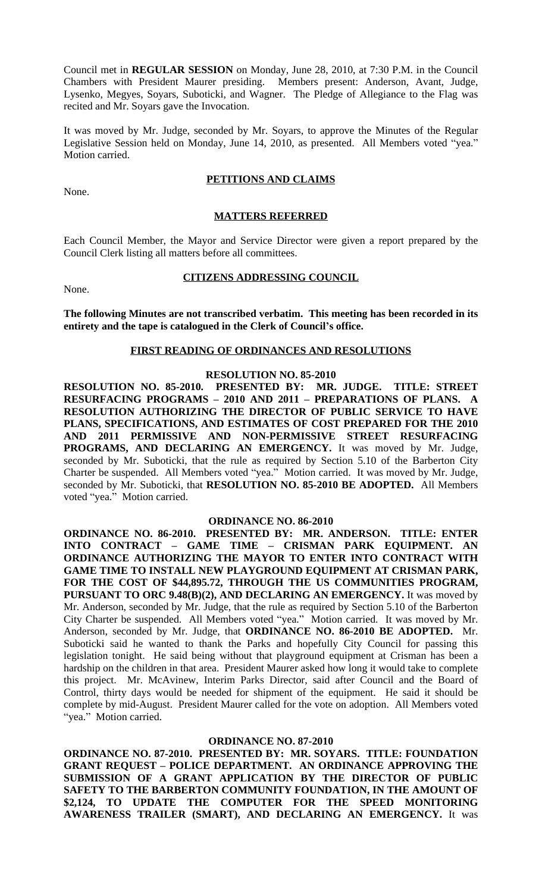Council met in **REGULAR SESSION** on Monday, June 28, 2010, at 7:30 P.M. in the Council Chambers with President Maurer presiding. Members present: Anderson, Avant, Judge, Lysenko, Megyes, Soyars, Suboticki, and Wagner. The Pledge of Allegiance to the Flag was recited and Mr. Soyars gave the Invocation.

It was moved by Mr. Judge, seconded by Mr. Soyars, to approve the Minutes of the Regular Legislative Session held on Monday, June 14, 2010, as presented. All Members voted "yea." Motion carried.

## PETITIONS AND CLAIMS

None.

## MATTERS REFERRED

Each Council Member, the Mayor and Service Director were given a report prepared by the Council Clerk listing all matters before all committees.

## CITIZENS ADDRESSING COUNCIL

None.

**The following Minutes are not transcribed verbatim. This meeting has been recorded in its entirety and the tape is catalogued in the Clerk of Council's office.**

## FIRST READING OF ORDINANCES AND RESOLUTIONS

### RESOLUTION NO. 85-2010

**RESOLUTION NO. 85-2010. PRESENTED BY: MR. JUDGE. TITLE: STREET RESURFACING PROGRAMS – 2010 AND 2011 – PREPARATIONS OF PLANS. A RESOLUTION AUTHORIZING THE DIRECTOR OF PUBLIC SERVICE TO HAVE PLANS, SPECIFICATIONS, AND ESTIMATES OF COST PREPARED FOR THE 2010 AND 2011 PERMISSIVE AND NON-PERMISSIVE STREET RESURFACING PROGRAMS, AND DECLARING AN EMERGENCY.** It was moved by Mr. Judge, seconded by Mr. Suboticki, that the rule as required by Section 5.10 of the Barberton City Charter be suspended. All Members voted "yea." Motion carried. It was moved by Mr. Judge, seconded by Mr. Suboticki, that **RESOLUTION NO. 85-2010 BE ADOPTED.** All Members voted "yea." Motion carried.

### ORDINANCE NO. 86-2010

**ORDINANCE NO. 86-2010. PRESENTED BY: MR. ANDERSON. TITLE: ENTER INTO CONTRACT – GAME TIME – CRISMAN PARK EQUIPMENT. AN ORDINANCE AUTHORIZING THE MAYOR TO ENTER INTO CONTRACT WITH GAME TIME TO INSTALL NEW PLAYGROUND EQUIPMENT AT CRISMAN PARK, FOR THE COST OF $44,895.72, THROUGH THE US COMMUNITIES PROGRAM, PURSUANT TO ORC 9.48(B)(2), AND DECLARING AN EMERGENCY.** It was moved by Mr. Anderson, seconded by Mr. Judge, that the rule as required by Section 5.10 of the Barberton City Charter be suspended. All Members voted "yea." Motion carried. It was moved by Mr. Anderson, seconded by Mr. Judge, that **ORDINANCE NO. 86-2010 BE ADOPTED.** Mr. Suboticki said he wanted to thank the Parks and hopefully City Council for passing this legislation tonight. He said being without that playground equipment at Crisman has been a hardship on the children in that area. President Maurer asked how long it would take to complete this project. Mr. McAvinew, Interim Parks Director, said after Council and the Board of Control, thirty days would be needed for shipment of the equipment. He said it should be complete by mid-August. President Maurer called for the vote on adoption. All Members voted "yea." Motion carried.

### ORDINANCE NO. 87-2010

**ORDINANCE NO. 87-2010. PRESENTED BY: MR. SOYARS. TITLE: FOUNDATION GRANT REQUEST – POLICE DEPARTMENT. AN ORDINANCE APPROVING THE SUBMISSION OF A GRANT APPLICATION BY THE DIRECTOR OF PUBLIC SAFETY TO THE BARBERTON COMMUNITY FOUNDATION, IN THE AMOUNT OF $2,124, TO UPDATE THE COMPUTER FOR THE SPEED MONITORING AWARENESS TRAILER (SMART), AND DECLARING AN EMERGENCY.** It was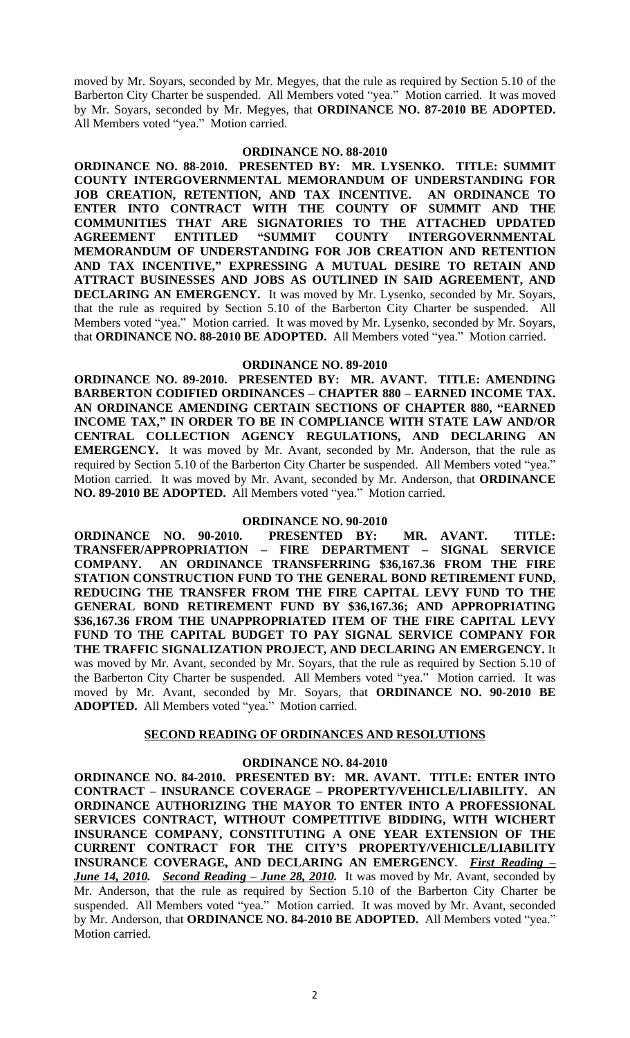moved by Mr. Soyars, seconded by Mr. Megyes, that the rule as required by Section 5.10 of the Barberton City Charter be suspended. All Members voted "yea." Motion carried. It was moved by Mr. Soyars, seconded by Mr. Megyes, that **ORDINANCE NO. 87-2010 BE ADOPTED.** All Members voted "yea." Motion carried.

**ORDINANCE NO. 88-2010**

**ORDINANCE NO. 88-2010. PRESENTED BY: MR. LYSENKO. TITLE: SUMMIT COUNTY INTERGOVERNMENTAL MEMORANDUM OF UNDERSTANDING FOR JOB CREATION, RETENTION, AND TAX INCENTIVE. AN ORDINANCE TO ENTER INTO CONTRACT WITH THE COUNTY OF SUMMIT AND THE COMMUNITIES THAT ARE SIGNATORIES TO THE ATTACHED UPDATED AGREEMENT ENTITLED "SUMMIT COUNTY INTERGOVERNMENTAL MEMORANDUM OF UNDERSTANDING FOR JOB CREATION AND RETENTION AND TAX INCENTIVE," EXPRESSING A MUTUAL DESIRE TO RETAIN AND ATTRACT BUSINESSES AND JOBS AS OUTLINED IN SAID AGREEMENT, AND DECLARING AN EMERGENCY.** It was moved by Mr. Lysenko, seconded by Mr. Soyars, that the rule as required by Section 5.10 of the Barberton City Charter be suspended. All Members voted "yea." Motion carried. It was moved by Mr. Lysenko, seconded by Mr. Soyars, that **ORDINANCE NO. 88-2010 BE ADOPTED.** All Members voted "yea." Motion carried.

**ORDINANCE NO. 89-2010**

**ORDINANCE NO. 89-2010. PRESENTED BY: MR. AVANT. TITLE: AMENDING BARBERTON CODIFIED ORDINANCES – CHAPTER 880 – EARNED INCOME TAX. AN ORDINANCE AMENDING CERTAIN SECTIONS OF CHAPTER 880, "EARNED INCOME TAX," IN ORDER TO BE IN COMPLIANCE WITH STATE LAW AND/OR CENTRAL COLLECTION AGENCY REGULATIONS, AND DECLARING AN EMERGENCY.** It was moved by Mr. Avant, seconded by Mr. Anderson, that the rule as required by Section 5.10 of the Barberton City Charter be suspended. All Members voted "yea." Motion carried. It was moved by Mr. Avant, seconded by Mr. Anderson, that **ORDINANCE NO. 89-2010 BE ADOPTED.** All Members voted "yea." Motion carried.

**ORDINANCE NO. 90-2010**

**ORDINANCE NO. 90-2010. PRESENTED BY: MR. AVANT. TITLE: TRANSFER/APPROPRIATION – FIRE DEPARTMENT – SIGNAL SERVICE COMPANY. AN ORDINANCE TRANSFERRING $36,167.36 FROM THE FIRE STATION CONSTRUCTION FUND TO THE GENERAL BOND RETIREMENT FUND, REDUCING THE TRANSFER FROM THE FIRE CAPITAL LEVY FUND TO THE GENERAL BOND RETIREMENT FUND BY $36,167.36; AND APPROPRIATING $36,167.36 FROM THE UNAPPROPRIATED ITEM OF THE FIRE CAPITAL LEVY FUND TO THE CAPITAL BUDGET TO PAY SIGNAL SERVICE COMPANY FOR THE TRAFFIC SIGNALIZATION PROJECT, AND DECLARING AN EMERGENCY.** It was moved by Mr. Avant, seconded by Mr. Soyars, that the rule as required by Section 5.10 of the Barberton City Charter be suspended. All Members voted "yea." Motion carried. It was moved by Mr. Avant, seconded by Mr. Soyars, that **ORDINANCE NO. 90-2010 BE ADOPTED.** All Members voted "yea." Motion carried.

**SECOND READING OF ORDINANCES AND RESOLUTIONS**

**ORDINANCE NO. 84-2010**

**ORDINANCE NO. 84-2010. PRESENTED BY: MR. AVANT. TITLE: ENTER INTO CONTRACT – INSURANCE COVERAGE – PROPERTY/VEHICLE/LIABILITY. AN ORDINANCE AUTHORIZING THE MAYOR TO ENTER INTO A PROFESSIONAL SERVICES CONTRACT, WITHOUT COMPETITIVE BIDDING, WITH WICHERT INSURANCE COMPANY, CONSTITUTING A ONE YEAR EXTENSION OF THE CURRENT CONTRACT FOR THE CITY'S PROPERTY/VEHICLE/LIABILITY INSURANCE COVERAGE, AND DECLARING AN EMERGENCY.** ***First Reading – June 14, 2010. Second Reading – June 28, 2010.*** It was moved by Mr. Avant, seconded by Mr. Anderson, that the rule as required by Section 5.10 of the Barberton City Charter be suspended. All Members voted "yea." Motion carried. It was moved by Mr. Avant, seconded by Mr. Anderson, that **ORDINANCE NO. 84-2010 BE ADOPTED.** All Members voted "yea." Motion carried.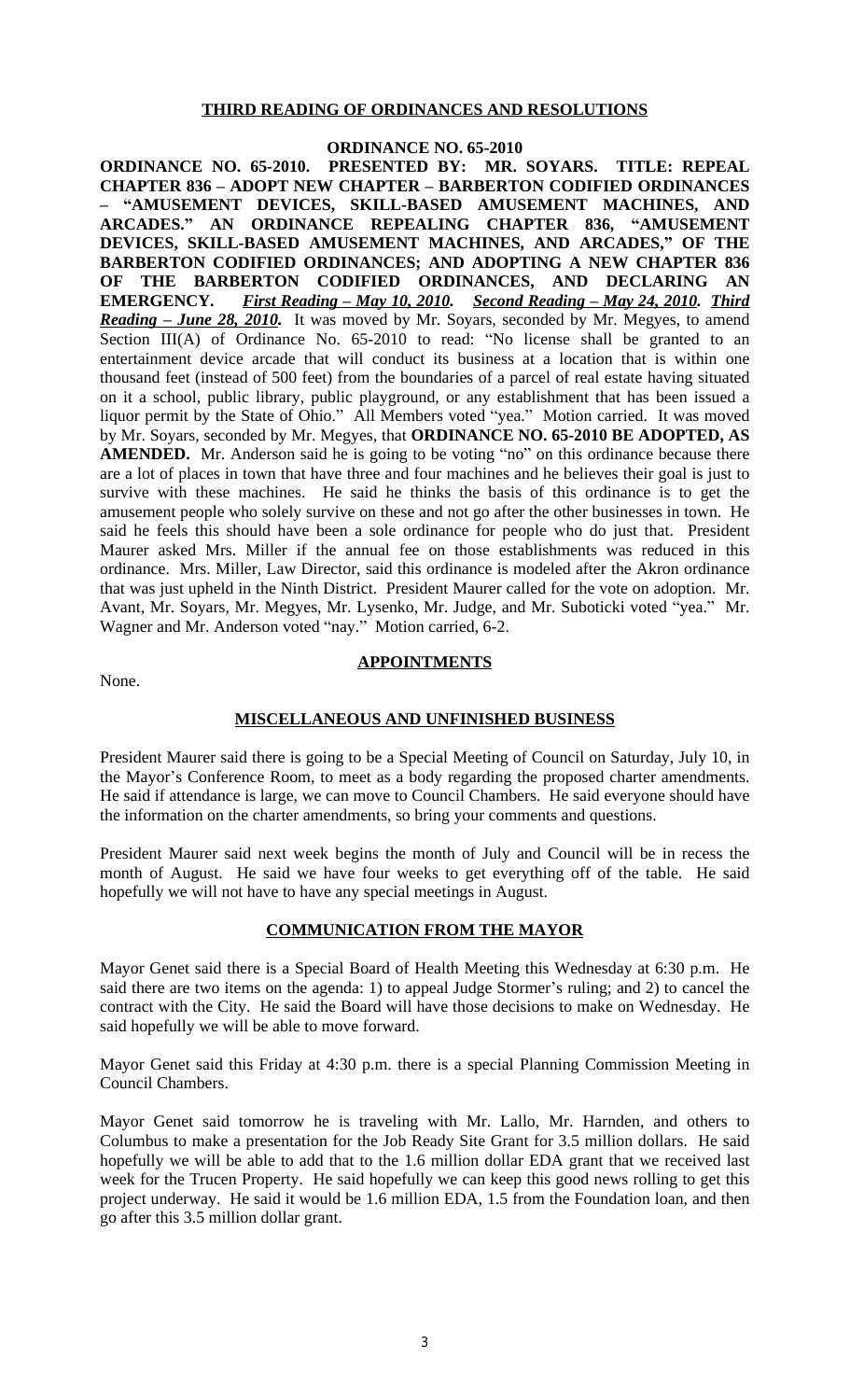## THIRD READING OF ORDINANCES AND RESOLUTIONS

### ORDINANCE NO. 65-2010

**ORDINANCE NO. 65-2010. PRESENTED BY: MR. SOYARS. TITLE: REPEAL CHAPTER 836 – ADOPT NEW CHAPTER – BARBERTON CODIFIED ORDINANCES – "AMUSEMENT DEVICES, SKILL-BASED AMUSEMENT MACHINES, AND ARCADES." AN ORDINANCE REPEALING CHAPTER 836, "AMUSEMENT DEVICES, SKILL-BASED AMUSEMENT MACHINES, AND ARCADES," OF THE BARBERTON CODIFIED ORDINANCES; AND ADOPTING A NEW CHAPTER 836 OF THE BARBERTON CODIFIED ORDINANCES, AND DECLARING AN EMERGENCY.** ***First Reading – May 10, 2010. Second Reading – May 24, 2010. Third Reading – June 28, 2010.*** It was moved by Mr. Soyars, seconded by Mr. Megyes, to amend Section III(A) of Ordinance No. 65-2010 to read: "No license shall be granted to an entertainment device arcade that will conduct its business at a location that is within one thousand feet (instead of 500 feet) from the boundaries of a parcel of real estate having situated on it a school, public library, public playground, or any establishment that has been issued a liquor permit by the State of Ohio." All Members voted "yea." Motion carried. It was moved by Mr. Soyars, seconded by Mr. Megyes, that **ORDINANCE NO. 65-2010 BE ADOPTED, AS AMENDED.** Mr. Anderson said he is going to be voting "no" on this ordinance because there are a lot of places in town that have three and four machines and he believes their goal is just to survive with these machines. He said he thinks the basis of this ordinance is to get the amusement people who solely survive on these and not go after the other businesses in town. He said he feels this should have been a sole ordinance for people who do just that. President Maurer asked Mrs. Miller if the annual fee on those establishments was reduced in this ordinance. Mrs. Miller, Law Director, said this ordinance is modeled after the Akron ordinance that was just upheld in the Ninth District. President Maurer called for the vote on adoption. Mr. Avant, Mr. Soyars, Mr. Megyes, Mr. Lysenko, Mr. Judge, and Mr. Suboticki voted "yea." Mr. Wagner and Mr. Anderson voted "nay." Motion carried, 6-2.

## APPOINTMENTS

None.

## MISCELLANEOUS AND UNFINISHED BUSINESS

President Maurer said there is going to be a Special Meeting of Council on Saturday, July 10, in the Mayor's Conference Room, to meet as a body regarding the proposed charter amendments. He said if attendance is large, we can move to Council Chambers. He said everyone should have the information on the charter amendments, so bring your comments and questions.

President Maurer said next week begins the month of July and Council will be in recess the month of August. He said we have four weeks to get everything off of the table. He said hopefully we will not have to have any special meetings in August.

## COMMUNICATION FROM THE MAYOR

Mayor Genet said there is a Special Board of Health Meeting this Wednesday at 6:30 p.m. He said there are two items on the agenda: 1) to appeal Judge Stormer's ruling; and 2) to cancel the contract with the City. He said the Board will have those decisions to make on Wednesday. He said hopefully we will be able to move forward.

Mayor Genet said this Friday at 4:30 p.m. there is a special Planning Commission Meeting in Council Chambers.

Mayor Genet said tomorrow he is traveling with Mr. Lallo, Mr. Harnden, and others to Columbus to make a presentation for the Job Ready Site Grant for 3.5 million dollars. He said hopefully we will be able to add that to the 1.6 million dollar EDA grant that we received last week for the Trucen Property. He said hopefully we can keep this good news rolling to get this project underway. He said it would be 1.6 million EDA, 1.5 from the Foundation loan, and then go after this 3.5 million dollar grant.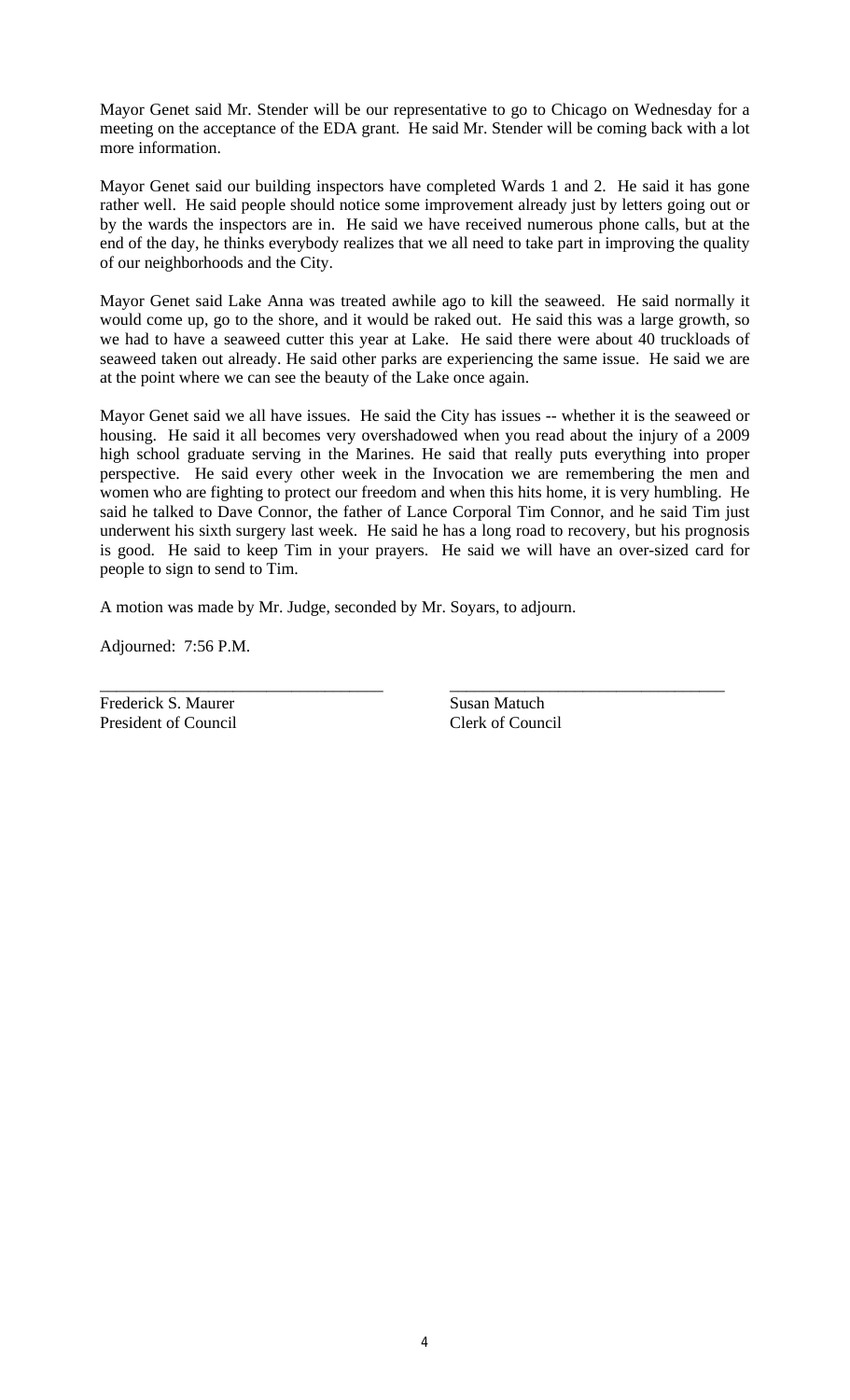Mayor Genet said Mr. Stender will be our representative to go to Chicago on Wednesday for a meeting on the acceptance of the EDA grant. He said Mr. Stender will be coming back with a lot more information.

Mayor Genet said our building inspectors have completed Wards 1 and 2. He said it has gone rather well. He said people should notice some improvement already just by letters going out or by the wards the inspectors are in. He said we have received numerous phone calls, but at the end of the day, he thinks everybody realizes that we all need to take part in improving the quality of our neighborhoods and the City.

Mayor Genet said Lake Anna was treated awhile ago to kill the seaweed. He said normally it would come up, go to the shore, and it would be raked out. He said this was a large growth, so we had to have a seaweed cutter this year at Lake. He said there were about 40 truckloads of seaweed taken out already. He said other parks are experiencing the same issue. He said we are at the point where we can see the beauty of the Lake once again.

Mayor Genet said we all have issues. He said the City has issues -- whether it is the seaweed or housing. He said it all becomes very overshadowed when you read about the injury of a 2009 high school graduate serving in the Marines. He said that really puts everything into proper perspective. He said every other week in the Invocation we are remembering the men and women who are fighting to protect our freedom and when this hits home, it is very humbling. He said he talked to Dave Connor, the father of Lance Corporal Tim Connor, and he said Tim just underwent his sixth surgery last week. He said he has a long road to recovery, but his prognosis is good. He said to keep Tim in your prayers. He said we will have an over-sized card for people to sign to send to Tim.

A motion was made by Mr. Judge, seconded by Mr. Soyars, to adjourn.

Adjourned: 7:56 P.M.

| | |
|---|---|
| ___________________________________ | ___________________________________ |
| Frederick S. Maurer | Susan Matuch |
| President of Council | Clerk of Council |